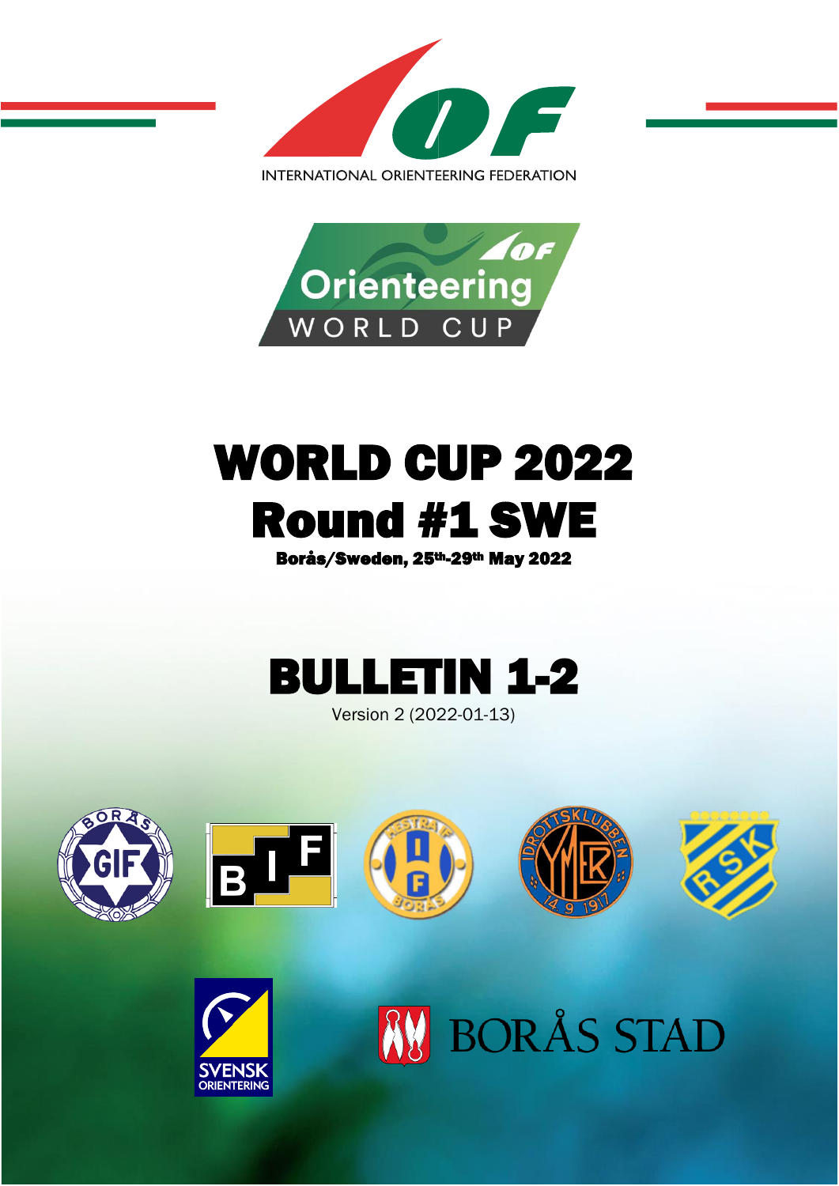INTERNATIONAL ORIENTEERING FEDERATION

Orienteering WORLD CUP

# WORLD CUP 2022
# Round #1 SWE

**Borås/Sweden, 25th-29th May 2022**

# BULLETIN 1-2

Version 2 (2022-01-13)

BORÅS STAD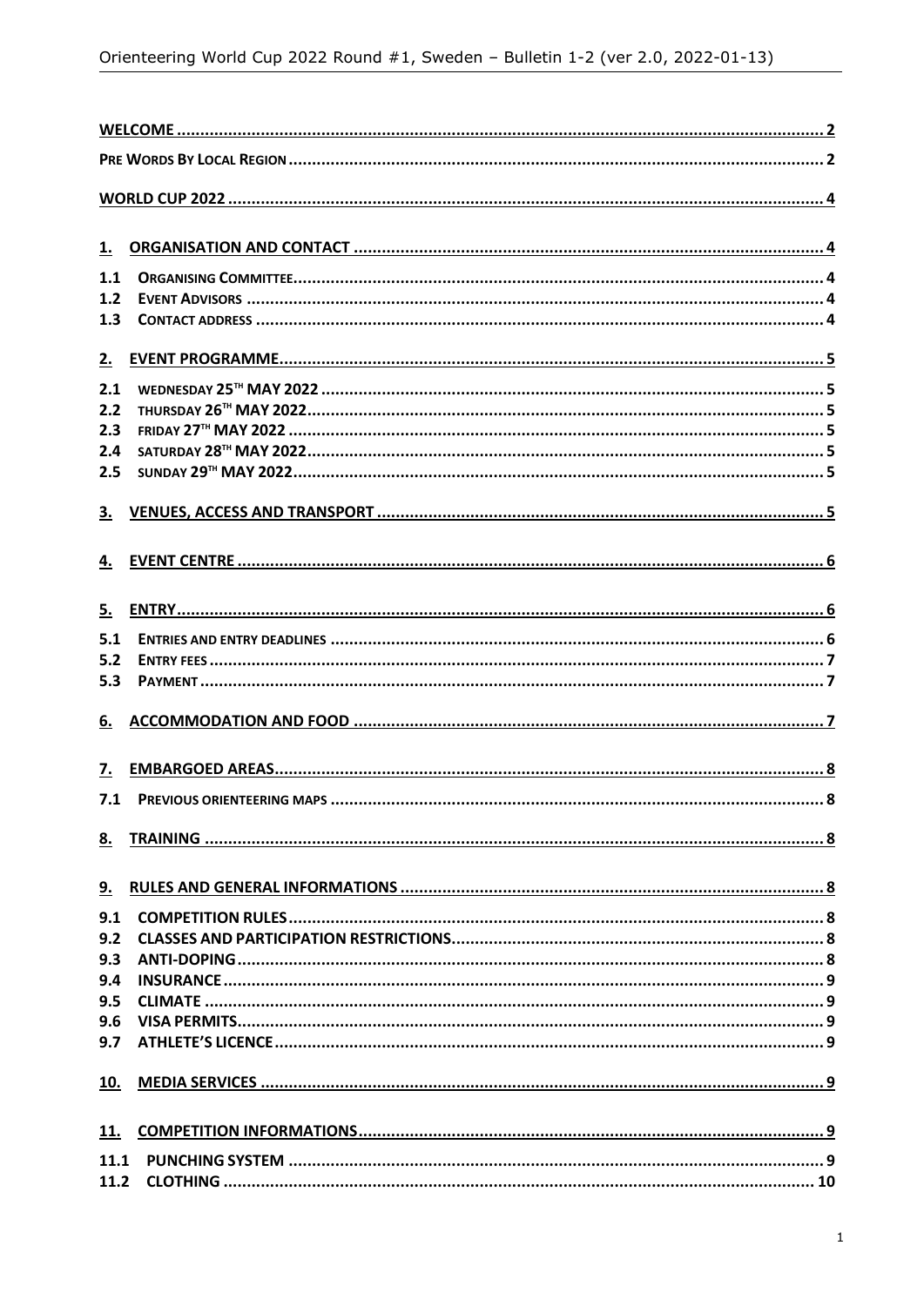| | |
|---|---|
| **WELCOME** | 2 |
| **PRE WORDS BY LOCAL REGION** | 2 |
| **WORLD CUP 2022** | 4 |
| **1. ORGANISATION AND CONTACT** | 4 |
| **1.1 ORGANISING COMMITTEE** | 4 |
| **1.2 EVENT ADVISORS** | 4 |
| **1.3 CONTACT ADDRESS** | 4 |
| **2. EVENT PROGRAMME** | 5 |
| **2.1 WEDNESDAY 25TH MAY 2022** | 5 |
| **2.2 THURSDAY 26TH MAY 2022** | 5 |
| **2.3 FRIDAY 27TH MAY 2022** | 5 |
| **2.4 SATURDAY 28TH MAY 2022** | 5 |
| **2.5 SUNDAY 29TH MAY 2022** | 5 |
| **3. VENUES, ACCESS AND TRANSPORT** | 5 |
| **4. EVENT CENTRE** | 6 |
| **5. ENTRY** | 6 |
| **5.1 ENTRIES AND ENTRY DEADLINES** | 6 |
| **5.2 ENTRY FEES** | 7 |
| **5.3 PAYMENT** | 7 |
| **6. ACCOMMODATION AND FOOD** | 7 |
| **7. EMBARGOED AREAS** | 8 |
| **7.1 PREVIOUS ORIENTEERING MAPS** | 8 |
| **8. TRAINING** | 8 |
| **9. RULES AND GENERAL INFORMATIONS** | 8 |
| **9.1 COMPETITION RULES** | 8 |
| **9.2 CLASSES AND PARTICIPATION RESTRICTIONS** | 8 |
| **9.3 ANTI-DOPING** | 8 |
| **9.4 INSURANCE** | 9 |
| **9.5 CLIMATE** | 9 |
| **9.6 VISA PERMITS** | 9 |
| **9.7 ATHLETE'S LICENCE** | 9 |
| **10. MEDIA SERVICES** | 9 |
| **11. COMPETITION INFORMATIONS** | 9 |
| **11.1 PUNCHING SYSTEM** | 9 |
| **11.2 CLOTHING** | 10 |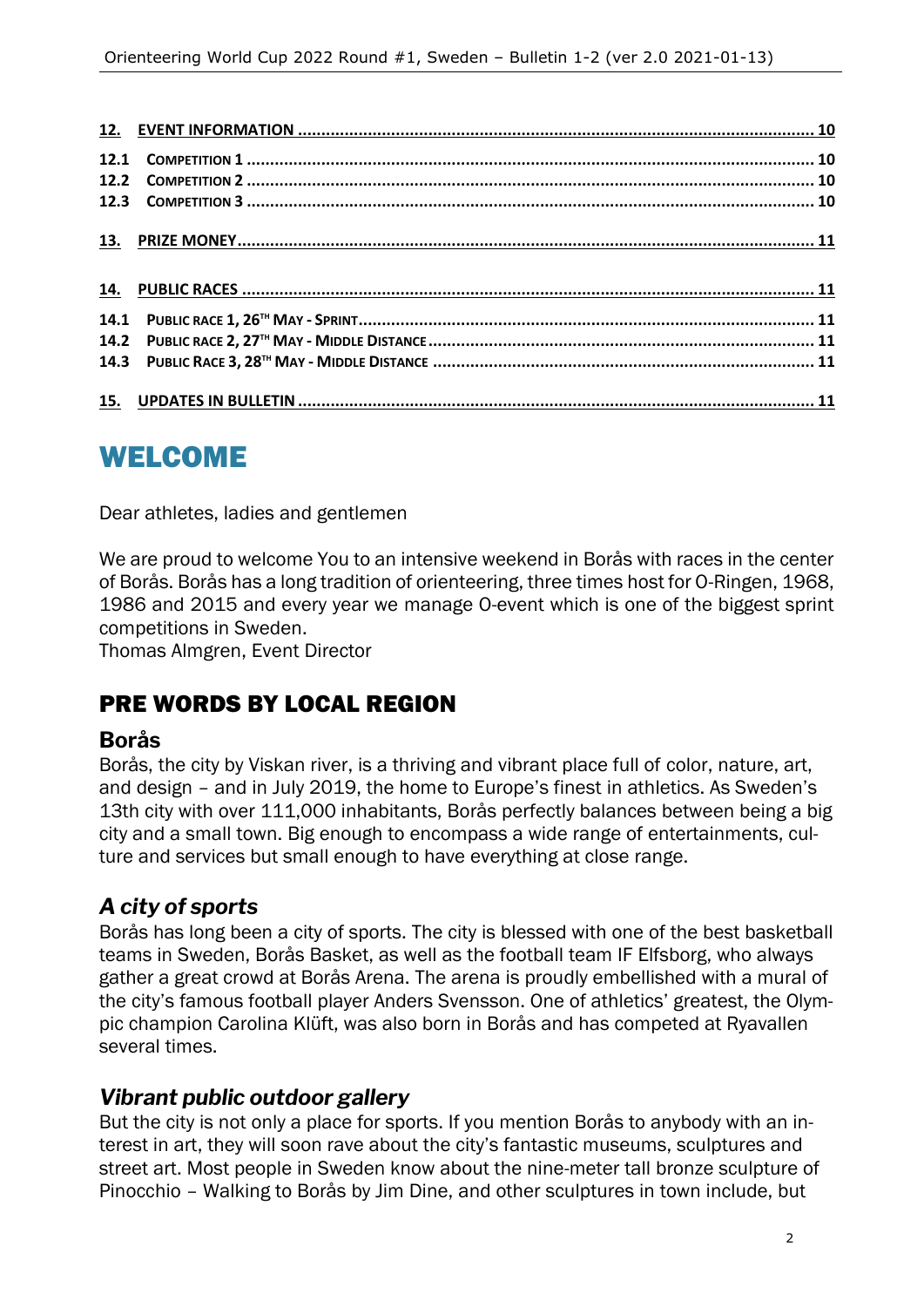| | | |
|---|---|---|
| **12.** | **EVENT INFORMATION** | **10** |
| 12.1 | COMPETITION 1 | 10 |
| 12.2 | COMPETITION 2 | 10 |
| 12.3 | COMPETITION 3 | 10 |
| **13.** | **PRIZE MONEY** | **11** |
| **14.** | **PUBLIC RACES** | **11** |
| 14.1 | PUBLIC RACE 1, 26TH MAY - SPRINT | 11 |
| 14.2 | PUBLIC RACE 2, 27TH MAY - MIDDLE DISTANCE | 11 |
| 14.3 | PUBLIC RACE 3, 28TH MAY - MIDDLE DISTANCE | 11 |
| **15.** | **UPDATES IN BULLETIN** | **11** |

# WELCOME

Dear athletes, ladies and gentlemen

We are proud to welcome You to an intensive weekend in Borås with races in the center of Borås. Borås has a long tradition of orienteering, three times host for O-Ringen, 1968, 1986 and 2015 and every year we manage O-event which is one of the biggest sprint competitions in Sweden.
Thomas Almgren, Event Director

## PRE WORDS BY LOCAL REGION

### Borås

Borås, the city by Viskan river, is a thriving and vibrant place full of color, nature, art, and design – and in July 2019, the home to Europe's finest in athletics. As Sweden's 13th city with over 111,000 inhabitants, Borås perfectly balances between being a big city and a small town. Big enough to encompass a wide range of entertainments, culture and services but small enough to have everything at close range.

### *A city of sports*

Borås has long been a city of sports. The city is blessed with one of the best basketball teams in Sweden, Borås Basket, as well as the football team IF Elfsborg, who always gather a great crowd at Borås Arena. The arena is proudly embellished with a mural of the city's famous football player Anders Svensson. One of athletics' greatest, the Olympic champion Carolina Klüft, was also born in Borås and has competed at Ryavallen several times.

### *Vibrant public outdoor gallery*

But the city is not only a place for sports. If you mention Borås to anybody with an interest in art, they will soon rave about the city's fantastic museums, sculptures and street art. Most people in Sweden know about the nine-meter tall bronze sculpture of Pinocchio – Walking to Borås by Jim Dine, and other sculptures in town include, but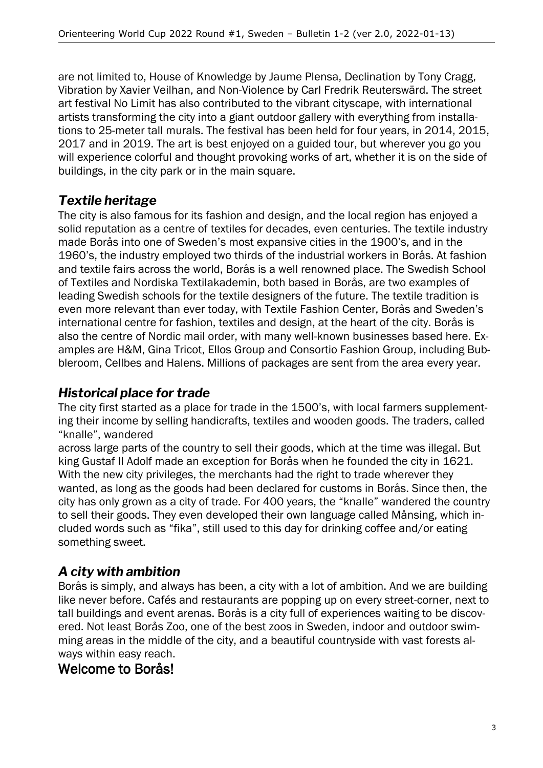are not limited to, House of Knowledge by Jaume Plensa, Declination by Tony Cragg, Vibration by Xavier Veilhan, and Non-Violence by Carl Fredrik Reuterswärd. The street art festival No Limit has also contributed to the vibrant cityscape, with international artists transforming the city into a giant outdoor gallery with everything from installations to 25-meter tall murals. The festival has been held for four years, in 2014, 2015, 2017 and in 2019. The art is best enjoyed on a guided tour, but wherever you go you will experience colorful and thought provoking works of art, whether it is on the side of buildings, in the city park or in the main square.

## *Textile heritage*

The city is also famous for its fashion and design, and the local region has enjoyed a solid reputation as a centre of textiles for decades, even centuries. The textile industry made Borås into one of Sweden's most expansive cities in the 1900's, and in the 1960's, the industry employed two thirds of the industrial workers in Borås. At fashion and textile fairs across the world, Borås is a well renowned place. The Swedish School of Textiles and Nordiska Textilakademin, both based in Borås, are two examples of leading Swedish schools for the textile designers of the future. The textile tradition is even more relevant than ever today, with Textile Fashion Center, Borås and Sweden's international centre for fashion, textiles and design, at the heart of the city. Borås is also the centre of Nordic mail order, with many well-known businesses based here. Examples are H&M, Gina Tricot, Ellos Group and Consortio Fashion Group, including Bubbleroom, Cellbes and Halens. Millions of packages are sent from the area every year.

## *Historical place for trade*

The city first started as a place for trade in the 1500's, with local farmers supplementing their income by selling handicrafts, textiles and wooden goods. The traders, called "knalle", wandered
across large parts of the country to sell their goods, which at the time was illegal. But king Gustaf II Adolf made an exception for Borås when he founded the city in 1621. With the new city privileges, the merchants had the right to trade wherever they wanted, as long as the goods had been declared for customs in Borås. Since then, the city has only grown as a city of trade. For 400 years, the "knalle" wandered the country to sell their goods. They even developed their own language called Månsing, which included words such as "fika", still used to this day for drinking coffee and/or eating something sweet.

## *A city with ambition*

Borås is simply, and always has been, a city with a lot of ambition. And we are building like never before. Cafés and restaurants are popping up on every street-corner, next to tall buildings and event arenas. Borås is a city full of experiences waiting to be discovered. Not least Borås Zoo, one of the best zoos in Sweden, indoor and outdoor swimming areas in the middle of the city, and a beautiful countryside with vast forests always within easy reach.

## Welcome to Borås!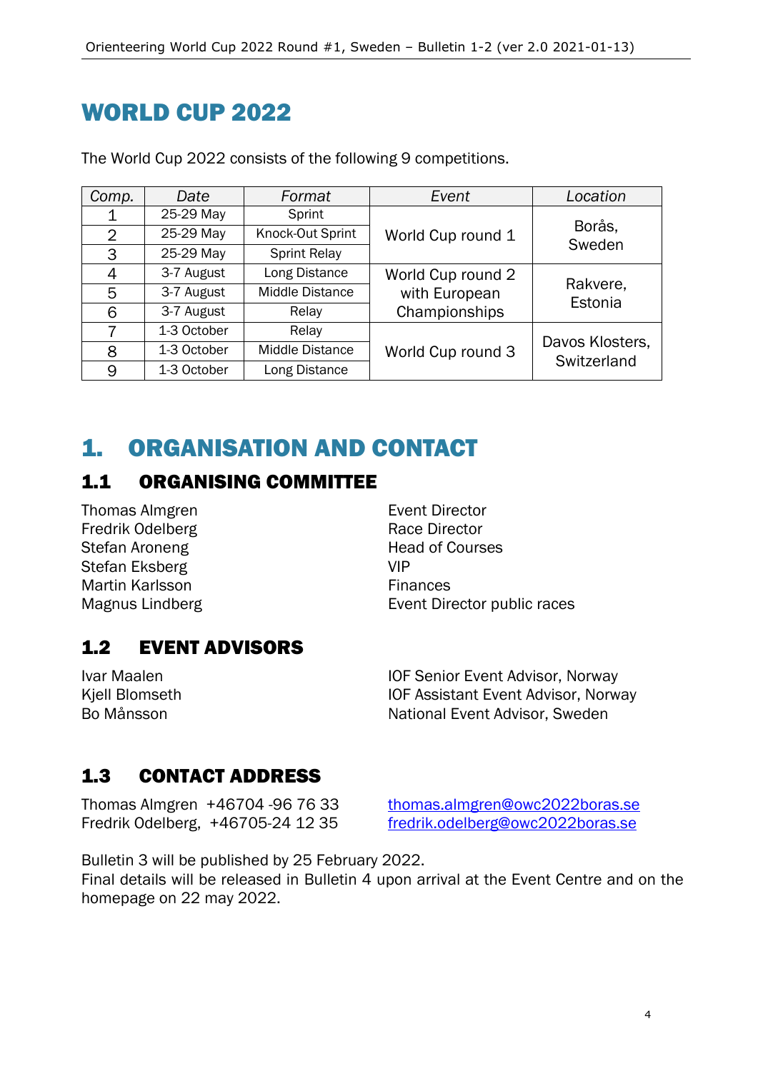# WORLD CUP 2022

The World Cup 2022 consists of the following 9 competitions.

| Comp. | Date | Format | Event | Location |
|---|---|---|---|---|
| 1 | 25-29 May | Sprint | World Cup round 1 | Borås, Sweden |
| 2 | 25-29 May | Knock-Out Sprint | | |
| 3 | 25-29 May | Sprint Relay | | |
| 4 | 3-7 August | Long Distance | World Cup round 2 with European Championships | Rakvere, Estonia |
| 5 | 3-7 August | Middle Distance | | |
| 6 | 3-7 August | Relay | | |
| 7 | 1-3 October | Relay | World Cup round 3 | Davos Klosters, Switzerland |
| 8 | 1-3 October | Middle Distance | | |
| 9 | 1-3 October | Long Distance | | |

# 1. ORGANISATION AND CONTACT

## 1.1 ORGANISING COMMITTEE

| | |
|---|---|
| Thomas Almgren | Event Director |
| Fredrik Odelberg | Race Director |
| Stefan Aroneng | Head of Courses |
| Stefan Eksberg | VIP |
| Martin Karlsson | Finances |
| Magnus Lindberg | Event Director public races |

## 1.2 EVENT ADVISORS

| | |
|---|---|
| Ivar Maalen | IOF Senior Event Advisor, Norway |
| Kjell Blomseth | IOF Assistant Event Advisor, Norway |
| Bo Månsson | National Event Advisor, Sweden |

## 1.3 CONTACT ADDRESS

| | |
|---|---|
| Thomas Almgren +46704 -96 76 33 | thomas.almgren@owc2022boras.se |
| Fredrik Odelberg, +46705-24 12 35 | fredrik.odelberg@owc2022boras.se |

Bulletin 3 will be published by 25 February 2022.
Final details will be released in Bulletin 4 upon arrival at the Event Centre and on the homepage on 22 may 2022.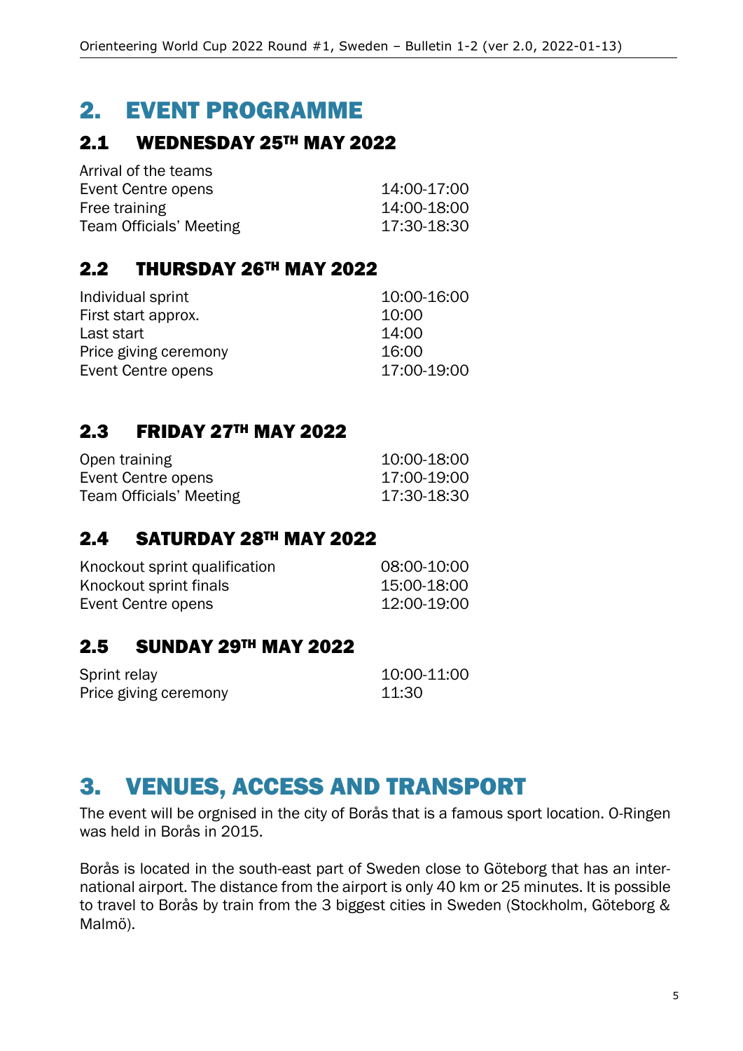# 2. EVENT PROGRAMME

## 2.1 WEDNESDAY 25TH MAY 2022

| | |
|---|---|
| Arrival of the teams | |
| Event Centre opens | 14:00-17:00 |
| Free training | 14:00-18:00 |
| Team Officials' Meeting | 17:30-18:30 |

## 2.2 THURSDAY 26TH MAY 2022

| | |
|---|---|
| Individual sprint | 10:00-16:00 |
| First start approx. | 10:00 |
| Last start | 14:00 |
| Price giving ceremony | 16:00 |
| Event Centre opens | 17:00-19:00 |

## 2.3 FRIDAY 27TH MAY 2022

| | |
|---|---|
| Open training | 10:00-18:00 |
| Event Centre opens | 17:00-19:00 |
| Team Officials' Meeting | 17:30-18:30 |

## 2.4 SATURDAY 28TH MAY 2022

| | |
|---|---|
| Knockout sprint qualification | 08:00-10:00 |
| Knockout sprint finals | 15:00-18:00 |
| Event Centre opens | 12:00-19:00 |

## 2.5 SUNDAY 29TH MAY 2022

| | |
|---|---|
| Sprint relay | 10:00-11:00 |
| Price giving ceremony | 11:30 |

# 3. VENUES, ACCESS AND TRANSPORT

The event will be orgnised in the city of Borås that is a famous sport location. O-Ringen was held in Borås in 2015.

Borås is located in the south-east part of Sweden close to Göteborg that has an international airport. The distance from the airport is only 40 km or 25 minutes. It is possible to travel to Borås by train from the 3 biggest cities in Sweden (Stockholm, Göteborg & Malmö).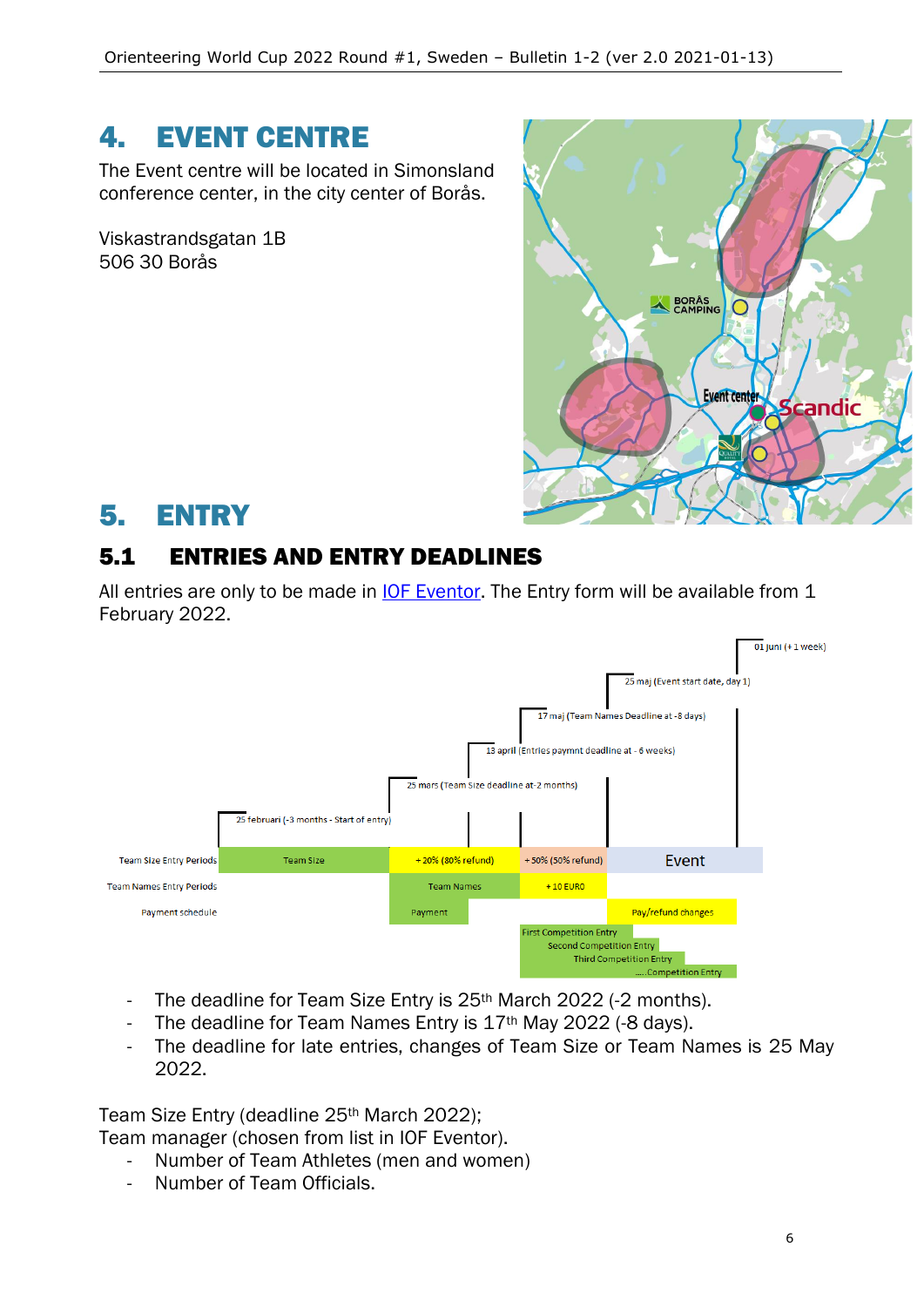# 4. EVENT CENTRE

The Event centre will be located in Simonsland conference center, in the city center of Borås.

Viskastrandsgatan 1B
506 30 Borås

# 5. ENTRY

## 5.1 ENTRIES AND ENTRY DEADLINES

All entries are only to be made in IOF Eventor. The Entry form will be available from 1 February 2022.

- The deadline for Team Size Entry is 25th March 2022 (-2 months).
- The deadline for Team Names Entry is 17th May 2022 (-8 days).
- The deadline for late entries, changes of Team Size or Team Names is 25 May 2022.

Team Size Entry (deadline 25th March 2022);
Team manager (chosen from list in IOF Eventor).

- Number of Team Athletes (men and women)
- Number of Team Officials.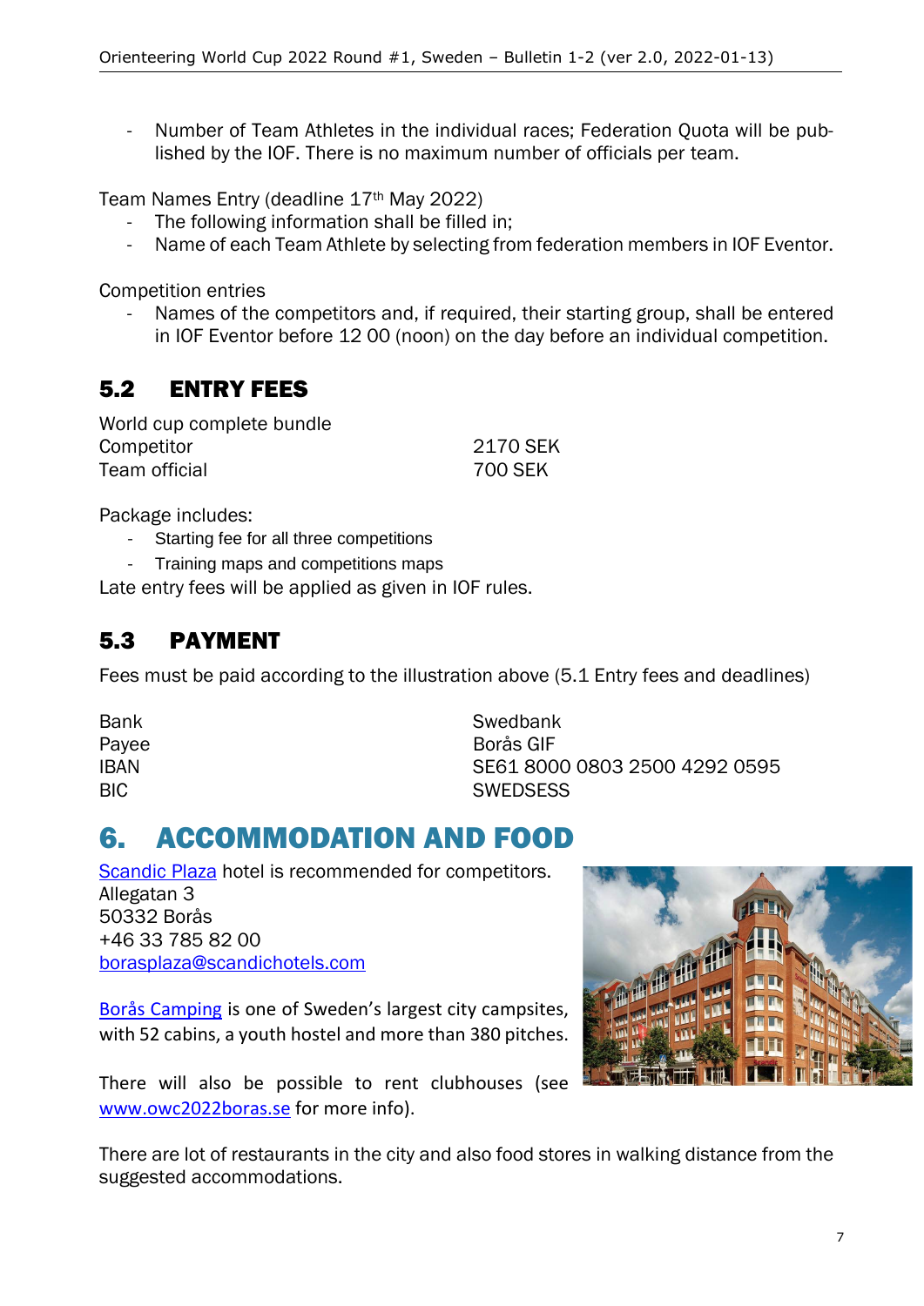- Number of Team Athletes in the individual races; Federation Quota will be published by the IOF. There is no maximum number of officials per team.

Team Names Entry (deadline 17th May 2022)

- The following information shall be filled in;
- Name of each Team Athlete by selecting from federation members in IOF Eventor.

Competition entries

- Names of the competitors and, if required, their starting group, shall be entered in IOF Eventor before 12 00 (noon) on the day before an individual competition.

## 5.2 ENTRY FEES

World cup complete bundle

| | |
|---|---|
| Competitor | 2170 SEK |
| Team official | 700 SEK |

Package includes:

- Starting fee for all three competitions
- Training maps and competitions maps

Late entry fees will be applied as given in IOF rules.

## 5.3 PAYMENT

Fees must be paid according to the illustration above (5.1 Entry fees and deadlines)

| | |
|---|---|
| Bank | Swedbank |
| Payee | Borås GIF |
| IBAN | SE61 8000 0803 2500 4292 0595 |
| BIC | SWEDSESS |

# 6. ACCOMMODATION AND FOOD

[Scandic Plaza](#) hotel is recommended for competitors.
Allegatan 3
50332 Borås
+46 33 785 82 00
[borasplaza@scandichotels.com](mailto:borasplaza@scandichotels.com)

[Borås Camping](#) is one of Sweden's largest city campsites, with 52 cabins, a youth hostel and more than 380 pitches.

There will also be possible to rent clubhouses (see [www.owc2022boras.se](http://www.owc2022boras.se) for more info).

There are lot of restaurants in the city and also food stores in walking distance from the suggested accommodations.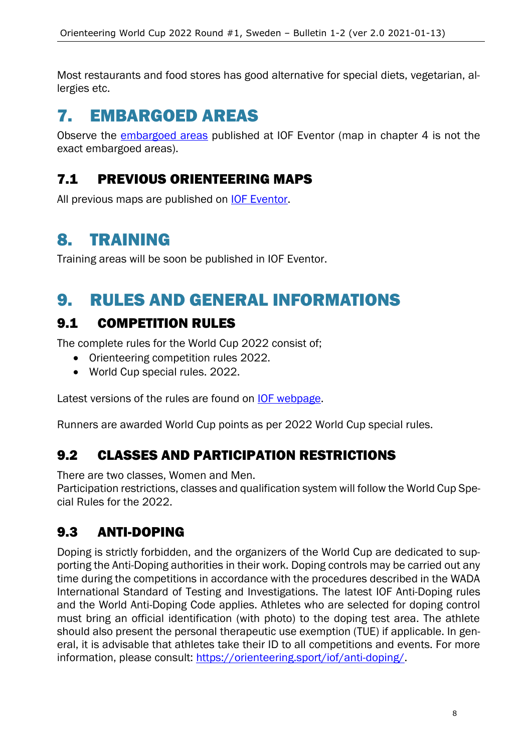Most restaurants and food stores has good alternative for special diets, vegetarian, allergies etc.

# 7. EMBARGOED AREAS

Observe the [embargoed areas](#) published at IOF Eventor (map in chapter 4 is not the exact embargoed areas).

## 7.1 PREVIOUS ORIENTEERING MAPS

All previous maps are published on [IOF Eventor](#).

# 8. TRAINING

Training areas will be soon be published in IOF Eventor.

# 9. RULES AND GENERAL INFORMATIONS

## 9.1 COMPETITION RULES

The complete rules for the World Cup 2022 consist of;

- Orienteering competition rules 2022.
- World Cup special rules. 2022.

Latest versions of the rules are found on [IOF webpage](#).

Runners are awarded World Cup points as per 2022 World Cup special rules.

## 9.2 CLASSES AND PARTICIPATION RESTRICTIONS

There are two classes, Women and Men.
Participation restrictions, classes and qualification system will follow the World Cup Special Rules for the 2022.

## 9.3 ANTI-DOPING

Doping is strictly forbidden, and the organizers of the World Cup are dedicated to supporting the Anti-Doping authorities in their work. Doping controls may be carried out any time during the competitions in accordance with the procedures described in the WADA International Standard of Testing and Investigations. The latest IOF Anti-Doping rules and the World Anti-Doping Code applies. Athletes who are selected for doping control must bring an official identification (with photo) to the doping test area. The athlete should also present the personal therapeutic use exemption (TUE) if applicable. In general, it is advisable that athletes take their ID to all competitions and events. For more information, please consult: [https://orienteering.sport/iof/anti-doping/](https://orienteering.sport/iof/anti-doping/).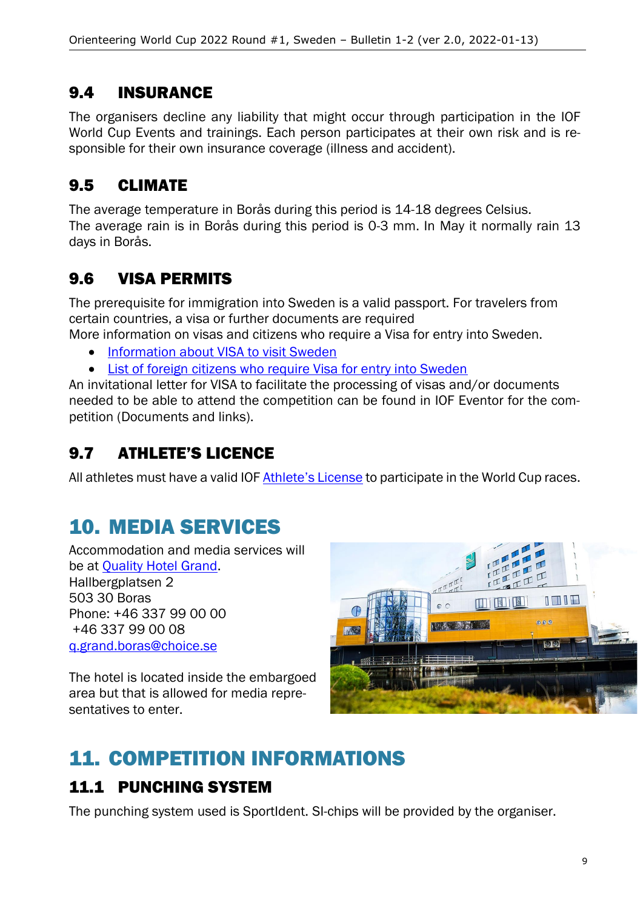### 9.4 INSURANCE

The organisers decline any liability that might occur through participation in the IOF World Cup Events and trainings. Each person participates at their own risk and is responsible for their own insurance coverage (illness and accident).

### 9.5 CLIMATE

The average temperature in Borås during this period is 14-18 degrees Celsius.
The average rain is in Borås during this period is 0-3 mm. In May it normally rain 13 days in Borås.

### 9.6 VISA PERMITS

The prerequisite for immigration into Sweden is a valid passport. For travelers from certain countries, a visa or further documents are required
More information on visas and citizens who require a Visa for entry into Sweden.

- Information about VISA to visit Sweden
- List of foreign citizens who require Visa for entry into Sweden

An invitational letter for VISA to facilitate the processing of visas and/or documents needed to be able to attend the competition can be found in IOF Eventor for the competition (Documents and links).

### 9.7 ATHLETE'S LICENCE

All athletes must have a valid IOF Athlete's License to participate in the World Cup races.

## 10. MEDIA SERVICES

Accommodation and media services will be at Quality Hotel Grand.
Hallbergplatsen 2
503 30 Boras
Phone: +46 337 99 00 00
+46 337 99 00 08
q.grand.boras@choice.se

The hotel is located inside the embargoed area but that is allowed for media representatives to enter.

## 11. COMPETITION INFORMATIONS

### 11.1 PUNCHING SYSTEM

The punching system used is SportIdent. SI-chips will be provided by the organiser.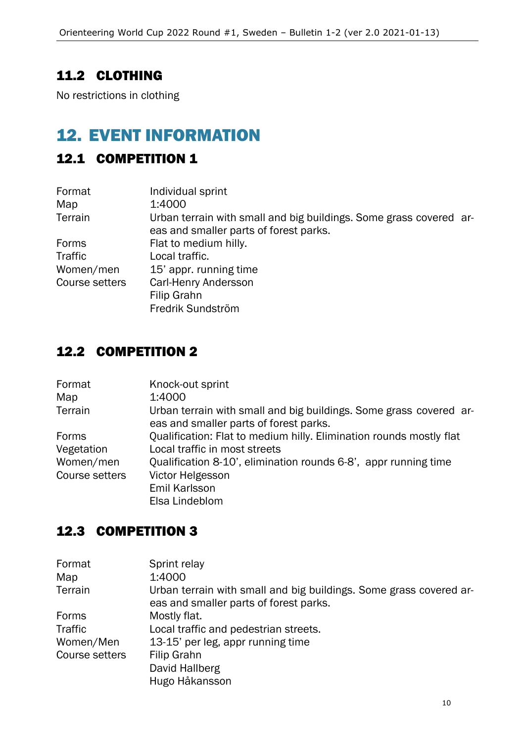### 11.2 CLOTHING

No restrictions in clothing

## 12. EVENT INFORMATION

### 12.1 COMPETITION 1

| | |
|---|---|
| Format | Individual sprint |
| Map | 1:4000 |
| Terrain | Urban terrain with small and big buildings. Some grass covered areas and smaller parts of forest parks. |
| Forms | Flat to medium hilly. |
| Traffic | Local traffic. |
| Women/men | 15' appr. running time |
| Course setters | Carl-Henry Andersson<br>Filip Grahn<br>Fredrik Sundström |

### 12.2 COMPETITION 2

| | |
|---|---|
| Format | Knock-out sprint |
| Map | 1:4000 |
| Terrain | Urban terrain with small and big buildings. Some grass covered areas and smaller parts of forest parks. |
| Forms | Qualification: Flat to medium hilly. Elimination rounds mostly flat |
| Vegetation | Local traffic in most streets |
| Women/men | Qualification 8-10', elimination rounds 6-8', appr running time |
| Course setters | Victor Helgesson<br>Emil Karlsson<br>Elsa Lindeblom |

### 12.3 COMPETITION 3

| | |
|---|---|
| Format | Sprint relay |
| Map | 1:4000 |
| Terrain | Urban terrain with small and big buildings. Some grass covered areas and smaller parts of forest parks. |
| Forms | Mostly flat. |
| Traffic | Local traffic and pedestrian streets. |
| Women/Men | 13-15' per leg, appr running time |
| Course setters | Filip Grahn<br>David Hallberg<br>Hugo Håkansson |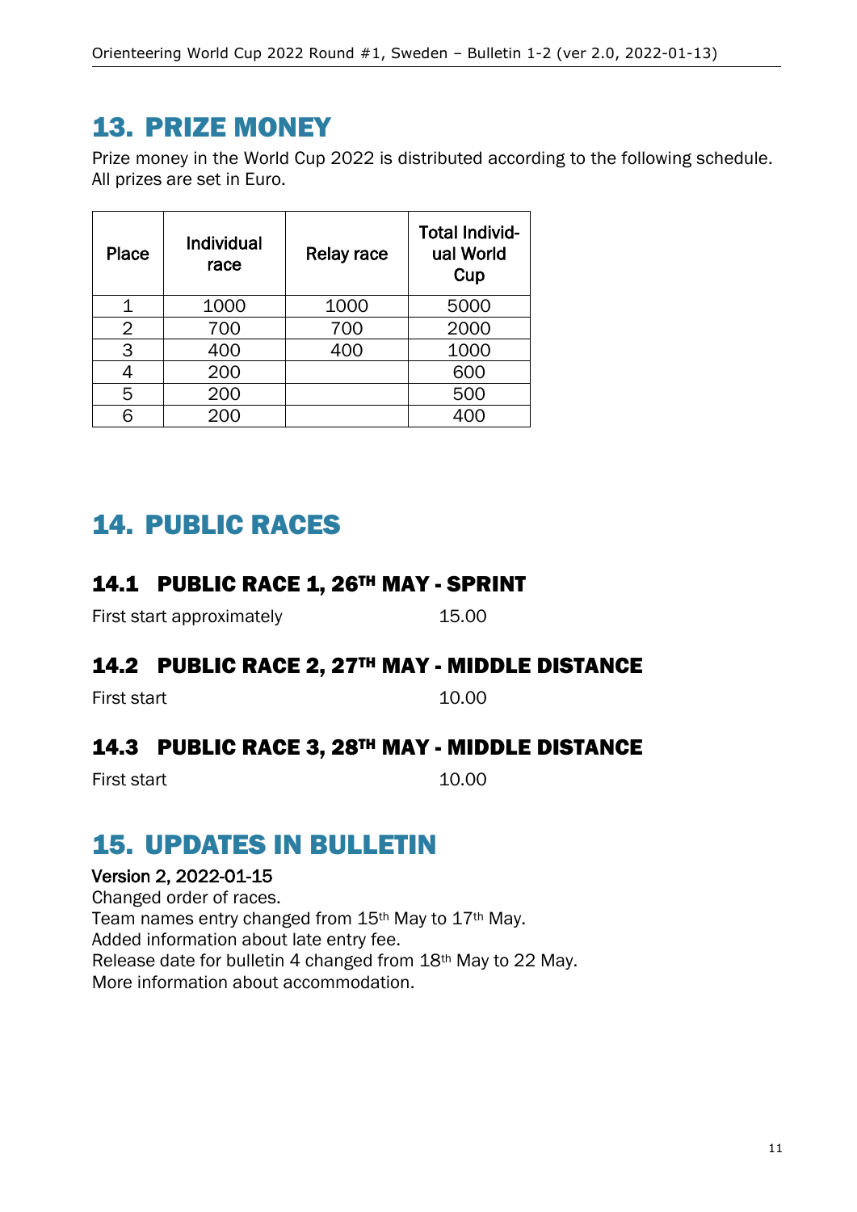## 13. PRIZE MONEY

Prize money in the World Cup 2022 is distributed according to the following schedule. All prizes are set in Euro.

| Place | Individual race | Relay race | Total Individual World Cup |
|---|---|---|---|
| 1 | 1000 | 1000 | 5000 |
| 2 | 700 | 700 | 2000 |
| 3 | 400 | 400 | 1000 |
| 4 | 200 | | 600 |
| 5 | 200 | | 500 |
| 6 | 200 | | 400 |

## 14. PUBLIC RACES

### 14.1 PUBLIC RACE 1, 26TH MAY - SPRINT

First start approximately 15.00

### 14.2 PUBLIC RACE 2, 27TH MAY - MIDDLE DISTANCE

First start 10.00

### 14.3 PUBLIC RACE 3, 28TH MAY - MIDDLE DISTANCE

First start 10.00

## 15. UPDATES IN BULLETIN

Version 2, 2022-01-15

Changed order of races.
Team names entry changed from 15th May to 17th May.
Added information about late entry fee.
Release date for bulletin 4 changed from 18th May to 22 May.
More information about accommodation.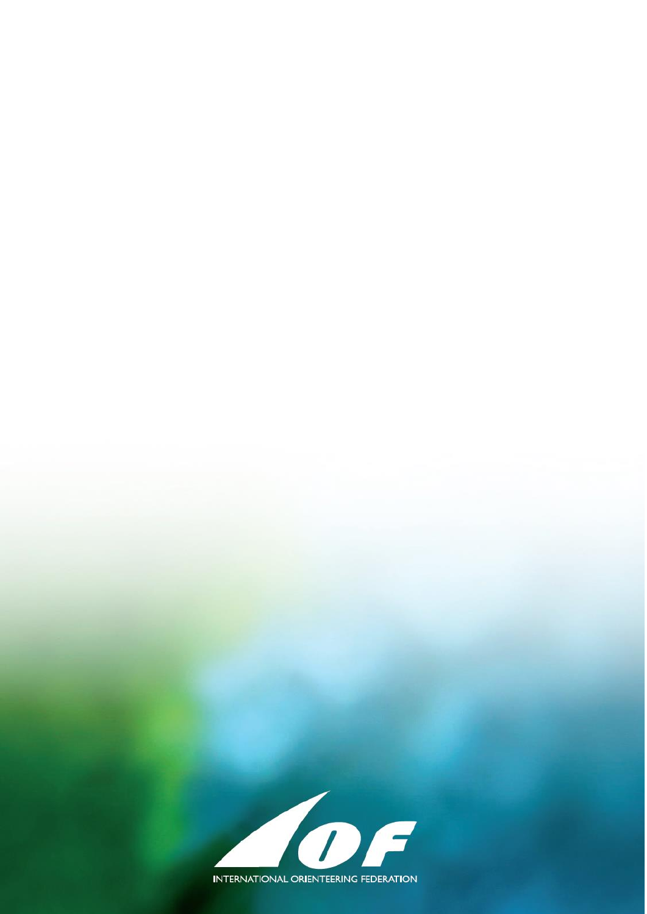INTERNATIONAL ORIENTEERING FEDERATION